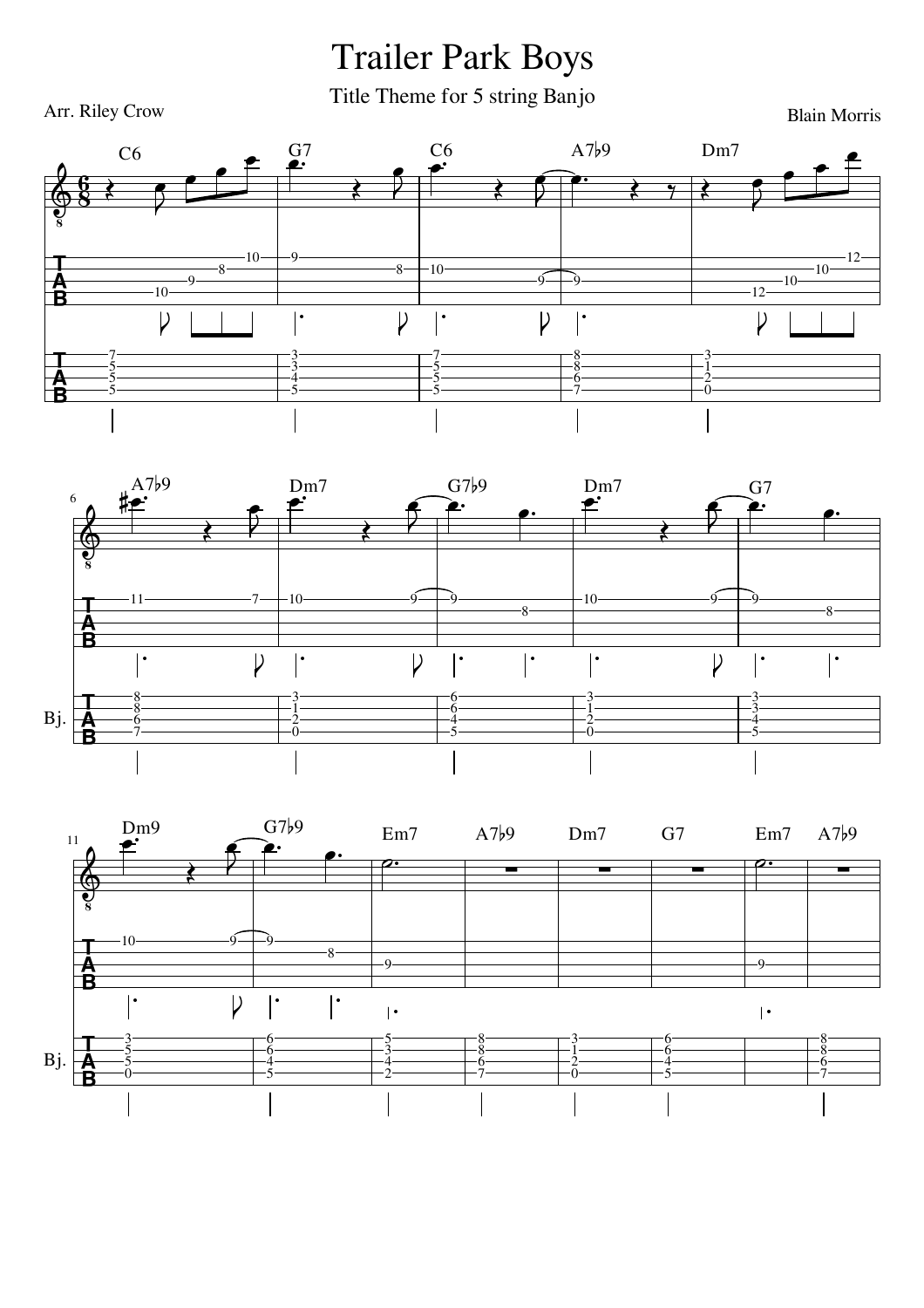# Trailer Park Boys

Title Theme for 5 string Banjo

Arr. Riley Crow

Blain Morris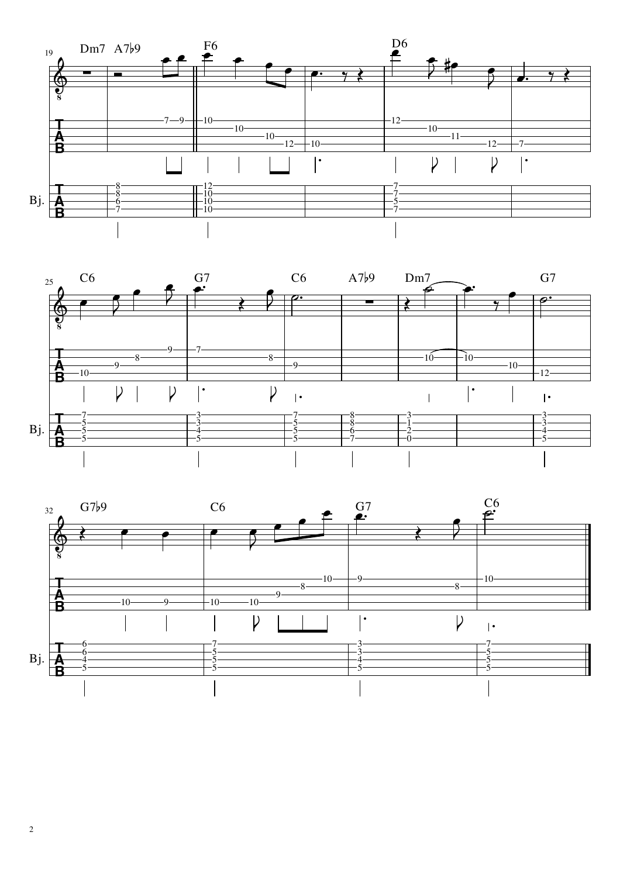Dm7 A7♭9 F6 D6

C6 G7 C6 A7♭9 Dm7 G7

G7♭9 C6 G7 C6

Bj.